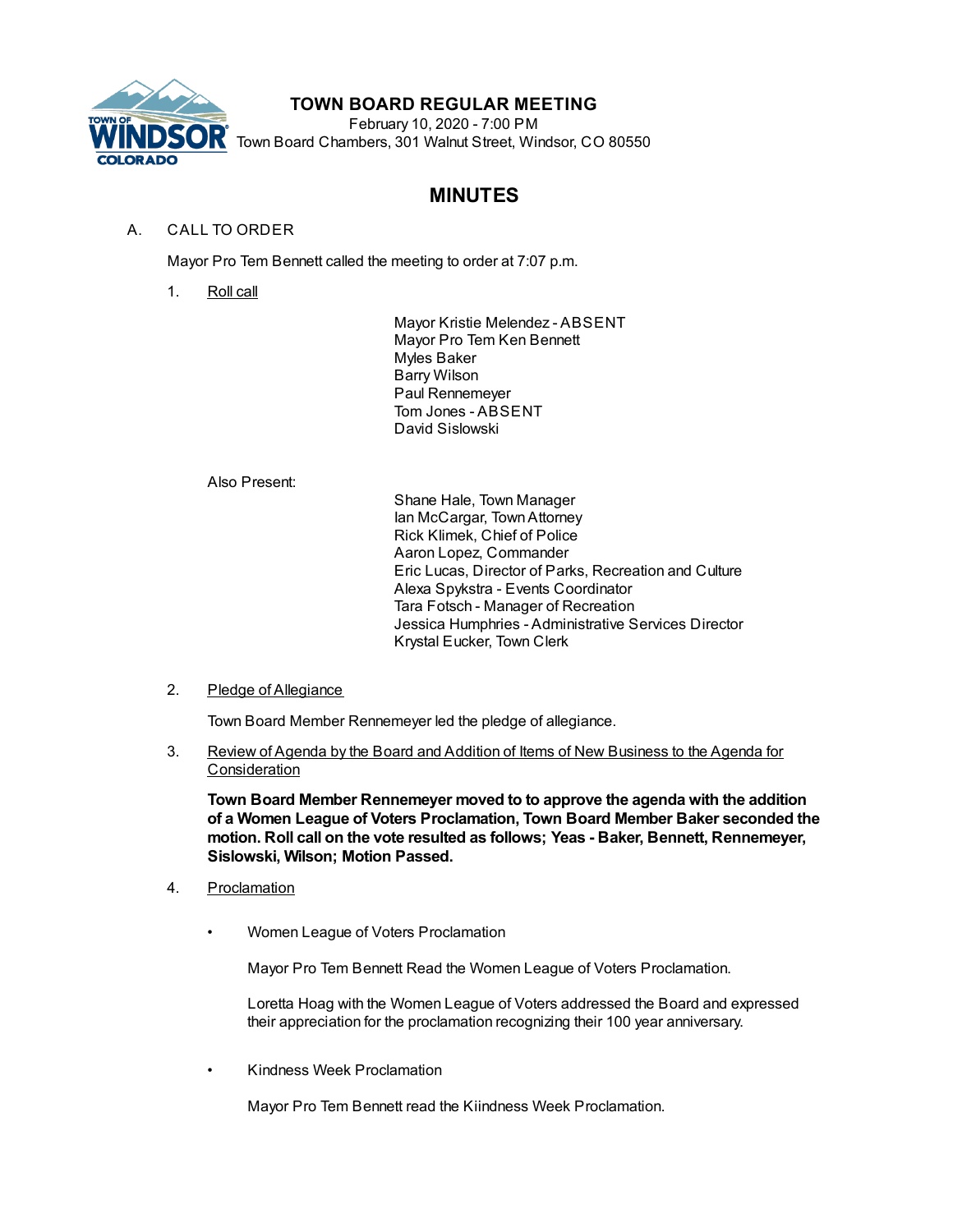# TOWN BOARD REGULAR MEETING

February 10, 2020 - 7:00 PM
Town Board Chambers, 301 Walnut Street, Windsor, CO 80550

## MINUTES

A. CALL TO ORDER

Mayor Pro Tem Bennett called the meeting to order at 7:07 p.m.

1. Roll call

   Mayor Kristie Melendez - ABSENT
   Mayor Pro Tem Ken Bennett
   Myles Baker
   Barry Wilson
   Paul Rennemeyer
   Tom Jones - ABSENT
   David Sislowski

   Also Present:

   Shane Hale, Town Manager
   Ian McCargar, Town Attorney
   Rick Klimek, Chief of Police
   Aaron Lopez, Commander
   Eric Lucas, Director of Parks, Recreation and Culture
   Alexa Spykstra - Events Coordinator
   Tara Fotsch - Manager of Recreation
   Jessica Humphries - Administrative Services Director
   Krystal Eucker, Town Clerk

2. Pledge of Allegiance

   Town Board Member Rennemeyer led the pledge of allegiance.

3. Review of Agenda by the Board and Addition of Items of New Business to the Agenda for Consideration

   **Town Board Member Rennemeyer moved to to approve the agenda with the addition of a Women League of Voters Proclamation, Town Board Member Baker seconded the motion. Roll call on the vote resulted as follows; Yeas - Baker, Bennett, Rennemeyer, Sislowski, Wilson; Motion Passed.**

4. Proclamation

   - Women League of Voters Proclamation

     Mayor Pro Tem Bennett Read the Women League of Voters Proclamation.

     Loretta Hoag with the Women League of Voters addressed the Board and expressed their appreciation for the proclamation recognizing their 100 year anniversary.

   - Kindness Week Proclamation

     Mayor Pro Tem Bennett read the Kiindness Week Proclamation.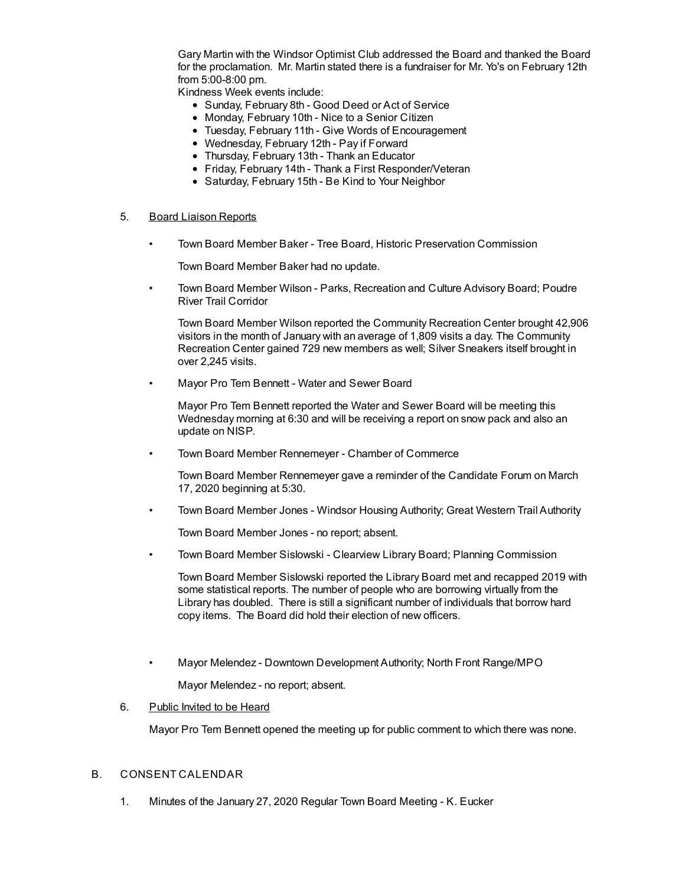Gary Martin with the Windsor Optimist Club addressed the Board and thanked the Board for the proclamation. Mr. Martin stated there is a fundraiser for Mr. Yo's on February 12th from 5:00-8:00 pm.

Kindness Week events include:

- Sunday, February 8th - Good Deed or Act of Service
- Monday, February 10th - Nice to a Senior Citizen
- Tuesday, February 11th - Give Words of Encouragement
- Wednesday, February 12th - Pay if Forward
- Thursday, February 13th - Thank an Educator
- Friday, February 14th - Thank a First Responder/Veteran
- Saturday, February 15th - Be Kind to Your Neighbor

5. Board Liaison Reports

- Town Board Member Baker - Tree Board, Historic Preservation Commission

  Town Board Member Baker had no update.

- Town Board Member Wilson - Parks, Recreation and Culture Advisory Board; Poudre River Trail Corridor

  Town Board Member Wilson reported the Community Recreation Center brought 42,906 visitors in the month of January with an average of 1,809 visits a day. The Community Recreation Center gained 729 new members as well; Silver Sneakers itself brought in over 2,245 visits.

- Mayor Pro Tem Bennett - Water and Sewer Board

  Mayor Pro Tem Bennett reported the Water and Sewer Board will be meeting this Wednesday morning at 6:30 and will be receiving a report on snow pack and also an update on NISP.

- Town Board Member Rennemeyer - Chamber of Commerce

  Town Board Member Rennemeyer gave a reminder of the Candidate Forum on March 17, 2020 beginning at 5:30.

- Town Board Member Jones - Windsor Housing Authority; Great Western Trail Authority

  Town Board Member Jones - no report; absent.

- Town Board Member Sislowski - Clearview Library Board; Planning Commission

  Town Board Member Sislowski reported the Library Board met and recapped 2019 with some statistical reports. The number of people who are borrowing virtually from the Library has doubled. There is still a significant number of individuals that borrow hard copy items. The Board did hold their election of new officers.

- Mayor Melendez - Downtown Development Authority; North Front Range/MPO

  Mayor Melendez - no report; absent.

6. Public Invited to be Heard

   Mayor Pro Tem Bennett opened the meeting up for public comment to which there was none.

B. CONSENT CALENDAR

1. Minutes of the January 27, 2020 Regular Town Board Meeting - K. Eucker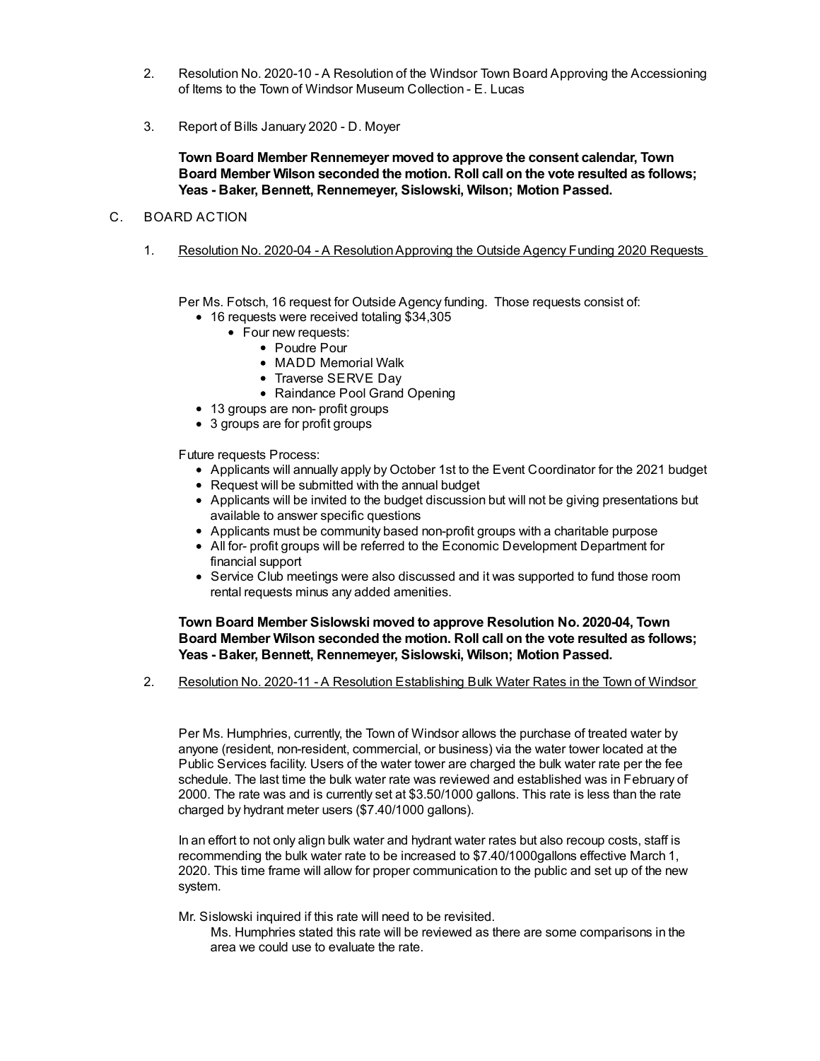2. Resolution No. 2020-10 - A Resolution of the Windsor Town Board Approving the Accessioning of Items to the Town of Windsor Museum Collection - E. Lucas

3. Report of Bills January 2020 - D. Moyer

   **Town Board Member Rennemeyer moved to approve the consent calendar, Town Board Member Wilson seconded the motion. Roll call on the vote resulted as follows; Yeas - Baker, Bennett, Rennemeyer, Sislowski, Wilson; Motion Passed.**

C. BOARD ACTION

1. Resolution No. 2020-04 - A Resolution Approving the Outside Agency Funding 2020 Requests

   Per Ms. Fotsch, 16 request for Outside Agency funding. Those requests consist of:
   - 16 requests were received totaling $34,305
     - Four new requests:
       - Poudre Pour
       - MADD Memorial Walk
       - Traverse SERVE Day
       - Raindance Pool Grand Opening
   - 13 groups are non- profit groups
   - 3 groups are for profit groups

   Future requests Process:
   - Applicants will annually apply by October 1st to the Event Coordinator for the 2021 budget
   - Request will be submitted with the annual budget
   - Applicants will be invited to the budget discussion but will not be giving presentations but available to answer specific questions
   - Applicants must be community based non-profit groups with a charitable purpose
   - All for- profit groups will be referred to the Economic Development Department for financial support
   - Service Club meetings were also discussed and it was supported to fund those room rental requests minus any added amenities.

   **Town Board Member Sislowski moved to approve Resolution No. 2020-04, Town Board Member Wilson seconded the motion. Roll call on the vote resulted as follows; Yeas - Baker, Bennett, Rennemeyer, Sislowski, Wilson; Motion Passed.**

2. Resolution No. 2020-11 - A Resolution Establishing Bulk Water Rates in the Town of Windsor

   Per Ms. Humphries, currently, the Town of Windsor allows the purchase of treated water by anyone (resident, non-resident, commercial, or business) via the water tower located at the Public Services facility. Users of the water tower are charged the bulk water rate per the fee schedule. The last time the bulk water rate was reviewed and established was in February of 2000. The rate was and is currently set at $3.50/1000 gallons. This rate is less than the rate charged by hydrant meter users ($7.40/1000 gallons).

   In an effort to not only align bulk water and hydrant water rates but also recoup costs, staff is recommending the bulk water rate to be increased to $7.40/1000gallons effective March 1, 2020. This time frame will allow for proper communication to the public and set up of the new system.

   Mr. Sislowski inquired if this rate will need to be revisited.
   
   Ms. Humphries stated this rate will be reviewed as there are some comparisons in the area we could use to evaluate the rate.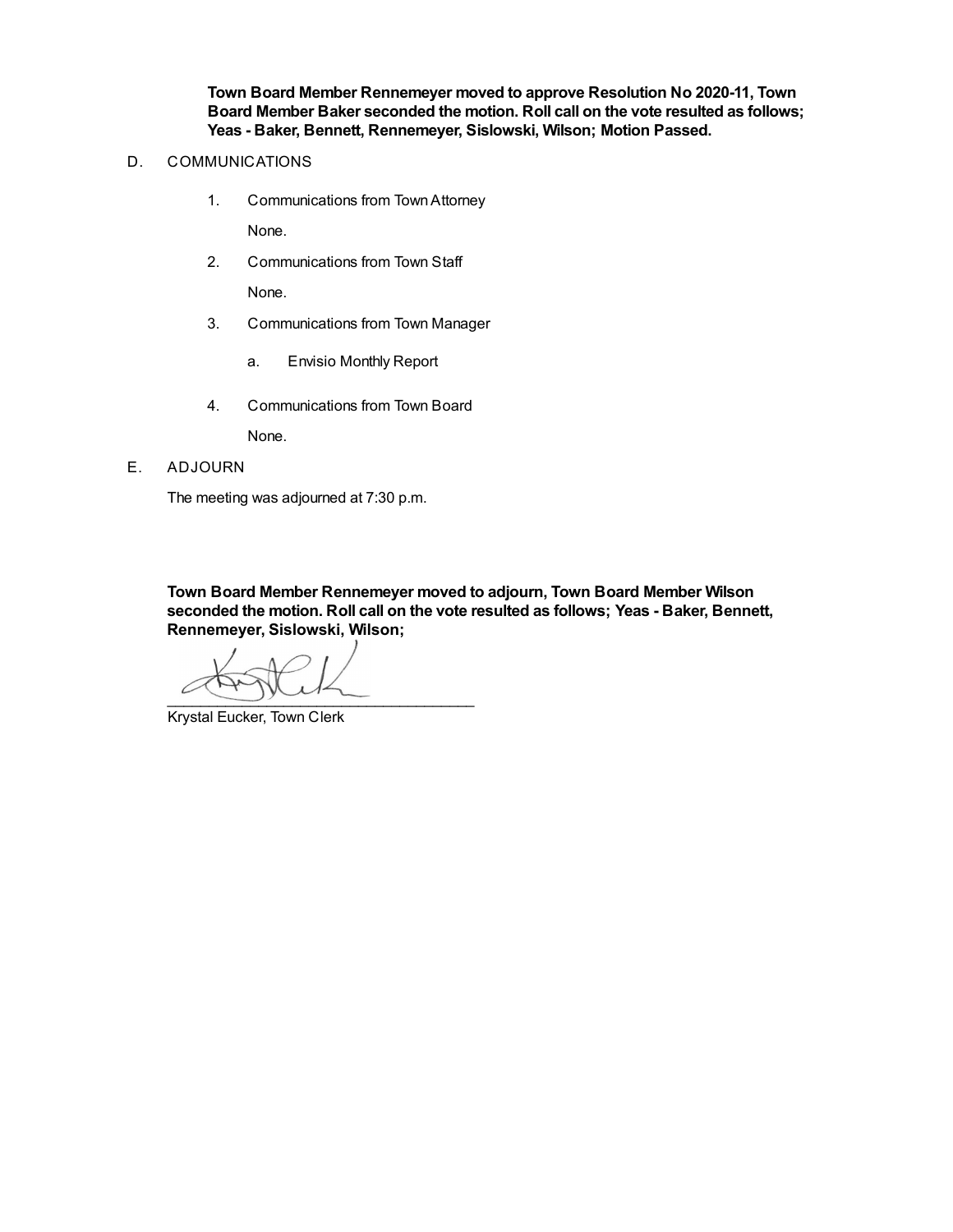**Town Board Member Rennemeyer moved to approve Resolution No 2020-11, Town Board Member Baker seconded the motion. Roll call on the vote resulted as follows; Yeas - Baker, Bennett, Rennemeyer, Sislowski, Wilson; Motion Passed.**

D. COMMUNICATIONS

1. Communications from Town Attorney

   None.

2. Communications from Town Staff

   None.

3. Communications from Town Manager

   a. Envisio Monthly Report

4. Communications from Town Board

   None.

E. ADJOURN

The meeting was adjourned at 7:30 p.m.

**Town Board Member Rennemeyer moved to adjourn, Town Board Member Wilson seconded the motion. Roll call on the vote resulted as follows; Yeas - Baker, Bennett, Rennemeyer, Sislowski, Wilson;**

\_\_\_\_\_\_\_\_\_\_\_\_\_\_\_\_\_\_\_\_\_\_\_\_\_\_\_\_\_\_\_\_\_\_\_\_

Krystal Eucker, Town Clerk